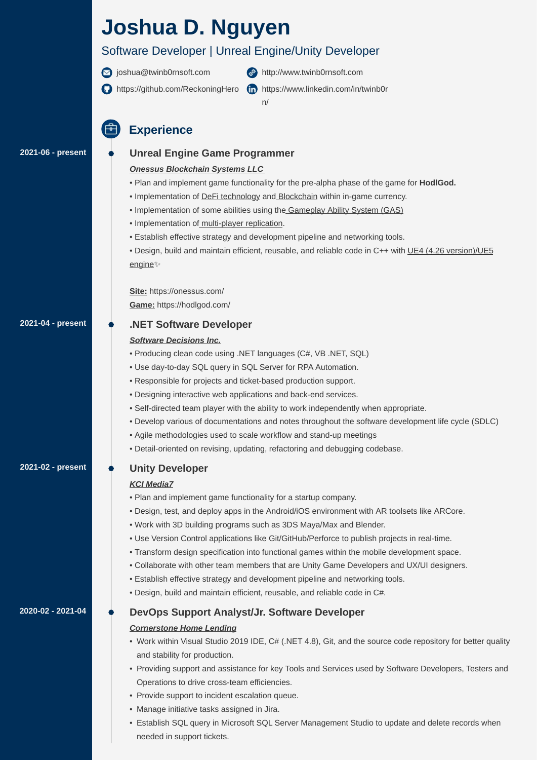# Joshua D. Nguyen

## Software Developer | Unreal Engine/Unity Developer

joshua@twinb0rnsoft.com
http://www.twinb0rnsoft.com
https://github.com/ReckoningHero
https://www.linkedin.com/in/twinb0rn/

## Experience

**2021-06 - present**

### Unreal Engine Game Programmer

***Onessus Blockchain Systems LLC***

- Plan and implement game functionality for the pre-alpha phase of the game for **HodlGod.**
- Implementation of DeFi technology and Blockchain within in-game currency.
- Implementation of some abilities using the Gameplay Ability System (GAS)
- Implementation of multi-player replication.
- Establish effective strategy and development pipeline and networking tools.
- Design, build and maintain efficient, reusable, and reliable code in C++ with UE4 (4.26 version)/UE5 engine

**Site:** https://onessus.com/
**Game:** https://hodlgod.com/

**2021-04 - present**

### .NET Software Developer

***Software Decisions Inc.***

- Producing clean code using .NET languages (C#, VB .NET, SQL)
- Use day-to-day SQL query in SQL Server for RPA Automation.
- Responsible for projects and ticket-based production support.
- Designing interactive web applications and back-end services.
- Self-directed team player with the ability to work independently when appropriate.
- Develop various of documentations and notes throughout the software development life cycle (SDLC)
- Agile methodologies used to scale workflow and stand-up meetings
- Detail-oriented on revising, updating, refactoring and debugging codebase.

**2021-02 - present**

### Unity Developer

***KCI Media7***

- Plan and implement game functionality for a startup company.
- Design, test, and deploy apps in the Android/iOS environment with AR toolsets like ARCore.
- Work with 3D building programs such as 3DS Maya/Max and Blender.
- Use Version Control applications like Git/GitHub/Perforce to publish projects in real-time.
- Transform design specification into functional games within the mobile development space.
- Collaborate with other team members that are Unity Game Developers and UX/UI designers.
- Establish effective strategy and development pipeline and networking tools.
- Design, build and maintain efficient, reusable, and reliable code in C#.

**2020-02 - 2021-04**

### DevOps Support Analyst/Jr. Software Developer

***Cornerstone Home Lending***

- Work within Visual Studio 2019 IDE, C# (.NET 4.8), Git, and the source code repository for better quality and stability for production.
- Providing support and assistance for key Tools and Services used by Software Developers, Testers and Operations to drive cross-team efficiencies.
- Provide support to incident escalation queue.
- Manage initiative tasks assigned in Jira.
- Establish SQL query in Microsoft SQL Server Management Studio to update and delete records when needed in support tickets.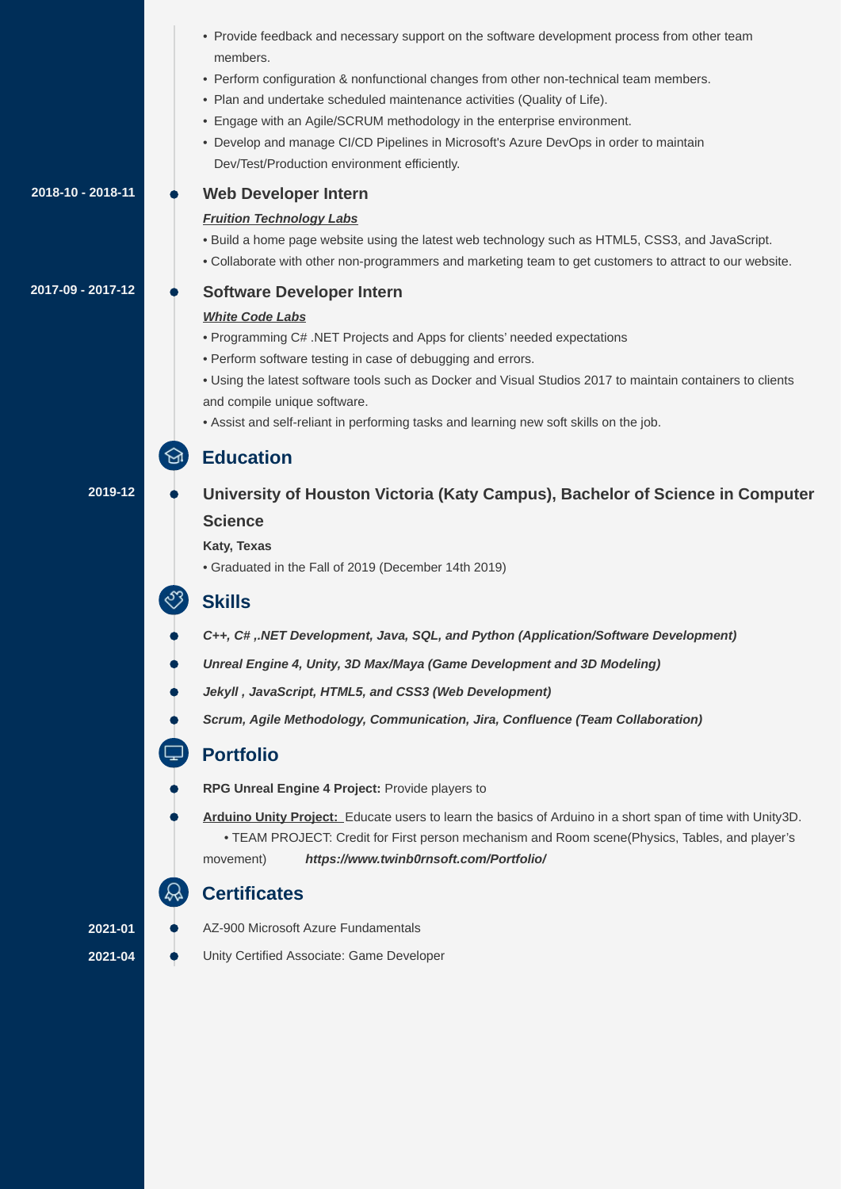- Provide feedback and necessary support on the software development process from other team members.
- Perform configuration & nonfunctional changes from other non-technical team members.
- Plan and undertake scheduled maintenance activities (Quality of Life).
- Engage with an Agile/SCRUM methodology in the enterprise environment.
- Develop and manage CI/CD Pipelines in Microsoft's Azure DevOps in order to maintain Dev/Test/Production environment efficiently.

**2018-10 - 2018-11**

### Web Developer Intern

***Fruition Technology Labs***

- Build a home page website using the latest web technology such as HTML5, CSS3, and JavaScript.
- Collaborate with other non-programmers and marketing team to get customers to attract to our website.

**2017-09 - 2017-12**

### Software Developer Intern

***White Code Labs***

- Programming C# .NET Projects and Apps for clients' needed expectations
- Perform software testing in case of debugging and errors.
- Using the latest software tools such as Docker and Visual Studios 2017 to maintain containers to clients and compile unique software.
- Assist and self-reliant in performing tasks and learning new soft skills on the job.

## Education

**2019-12**

### University of Houston Victoria (Katy Campus), Bachelor of Science in Computer Science

**Katy, Texas**

- Graduated in the Fall of 2019 (December 14th 2019)

## Skills

- ***C++, C# ,.NET Development, Java, SQL, and Python (Application/Software Development)***
- ***Unreal Engine 4, Unity, 3D Max/Maya (Game Development and 3D Modeling)***
- ***Jekyll , JavaScript, HTML5, and CSS3 (Web Development)***
- ***Scrum, Agile Methodology, Communication, Jira, Confluence (Team Collaboration)***

## Portfolio

- **RPG Unreal Engine 4 Project:** Provide players to
- **Arduino Unity Project:** Educate users to learn the basics of Arduino in a short span of time with Unity3D.
  • TEAM PROJECT: Credit for First person mechanism and Room scene(Physics, Tables, and player's movement) ***https://www.twinb0rnsoft.com/Portfolio/***

## Certificates

- **2021-01** AZ-900 Microsoft Azure Fundamentals
- **2021-04** Unity Certified Associate: Game Developer